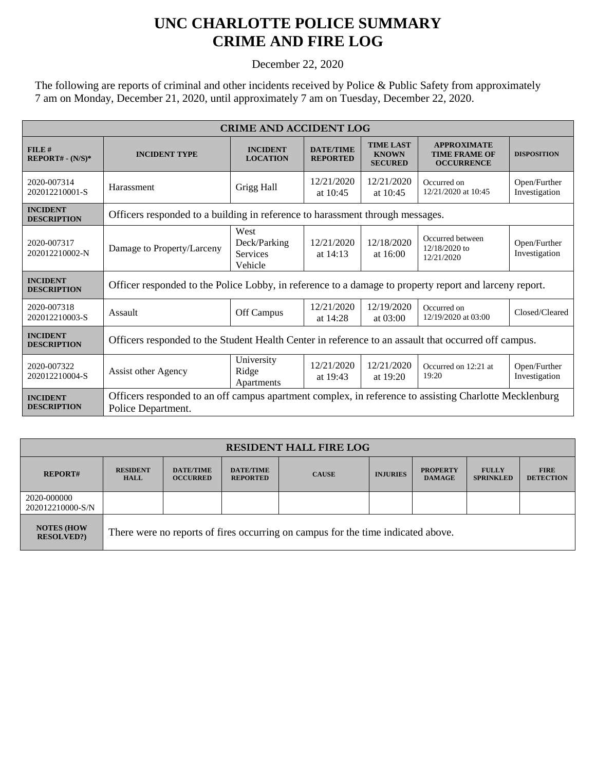# UNC CHARLOTTE POLICE SUMMARY
# CRIME AND FIRE LOG

December 22, 2020

The following are reports of criminal and other incidents received by Police & Public Safety from approximately 7 am on Monday, December 21, 2020, until approximately 7 am on Tuesday, December 22, 2020.

| CRIME AND ACCIDENT LOG | | | | | | |
|---|---|---|---|---|---|---|
| **FILE # REPORT# - (N/S)*** | **INCIDENT TYPE** | **INCIDENT LOCATION** | **DATE/TIME REPORTED** | **TIME LAST KNOWN SECURED** | **APPROXIMATE TIME FRAME OF OCCURRENCE** | **DISPOSITION** |
| 2020-007314 202012210001-S | Harassment | Grigg Hall | 12/21/2020 at 10:45 | 12/21/2020 at 10:45 | Occurred on 12/21/2020 at 10:45 | Open/Further Investigation |
| **INCIDENT DESCRIPTION** | Officers responded to a building in reference to harassment through messages. | | | | | |
| 2020-007317 202012210002-N | Damage to Property/Larceny | West Deck/Parking Services Vehicle | 12/21/2020 at 14:13 | 12/18/2020 at 16:00 | Occurred between 12/18/2020 to 12/21/2020 | Open/Further Investigation |
| **INCIDENT DESCRIPTION** | Officer responded to the Police Lobby, in reference to a damage to property report and larceny report. | | | | | |
| 2020-007318 202012210003-S | Assault | Off Campus | 12/21/2020 at 14:28 | 12/19/2020 at 03:00 | Occurred on 12/19/2020 at 03:00 | Closed/Cleared |
| **INCIDENT DESCRIPTION** | Officers responded to the Student Health Center in reference to an assault that occurred off campus. | | | | | |
| 2020-007322 202012210004-S | Assist other Agency | University Ridge Apartments | 12/21/2020 at 19:43 | 12/21/2020 at 19:20 | Occurred on 12:21 at 19:20 | Open/Further Investigation |
| **INCIDENT DESCRIPTION** | Officers responded to an off campus apartment complex, in reference to assisting Charlotte Mecklenburg Police Department. | | | | | |

| RESIDENT HALL FIRE LOG | | | | | | | | |
|---|---|---|---|---|---|---|---|---|
| **REPORT#** | **RESIDENT HALL** | **DATE/TIME OCCURRED** | **DATE/TIME REPORTED** | **CAUSE** | **INJURIES** | **PROPERTY DAMAGE** | **FULLY SPRINKLED** | **FIRE DETECTION** |
| 2020-000000 202012210000-S/N | | | | | | | | |
| **NOTES (HOW RESOLVED?)** | There were no reports of fires occurring on campus for the time indicated above. | | | | | | | |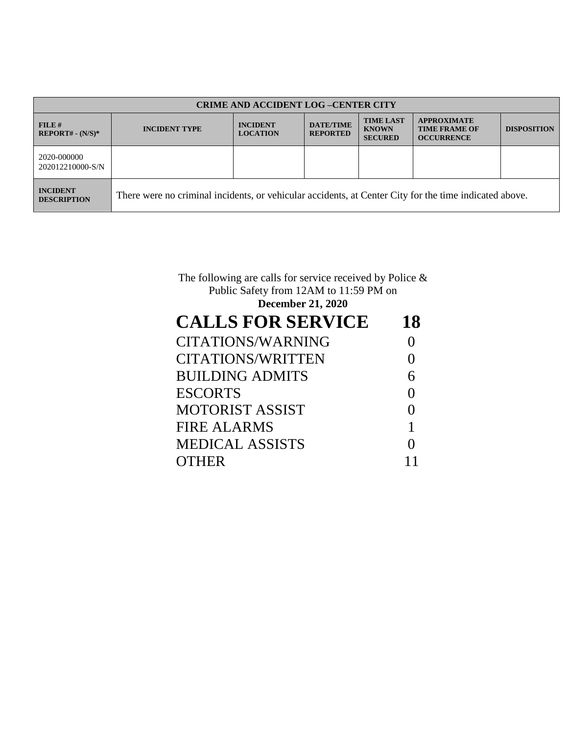| CRIME AND ACCIDENT LOG –CENTER CITY | | | | | | |
|---|---|---|---|---|---|---|
| **FILE # REPORT# - (N/S)*** | **INCIDENT TYPE** | **INCIDENT LOCATION** | **DATE/TIME REPORTED** | **TIME LAST KNOWN SECURED** | **APPROXIMATE TIME FRAME OF OCCURRENCE** | **DISPOSITION** |
| 2020-000000 202012210000-S/N | | | | | | |
| **INCIDENT DESCRIPTION** | There were no criminal incidents, or vehicular accidents, at Center City for the time indicated above. | | | | | |

The following are calls for service received by Police & Public Safety from 12AM to 11:59 PM on

**December 21, 2020**

| | |
|---|---|
| **CALLS FOR SERVICE** | **18** |
| CITATIONS/WARNING | 0 |
| CITATIONS/WRITTEN | 0 |
| BUILDING ADMITS | 6 |
| ESCORTS | 0 |
| MOTORIST ASSIST | 0 |
| FIRE ALARMS | 1 |
| MEDICAL ASSISTS | 0 |
| OTHER | 11 |